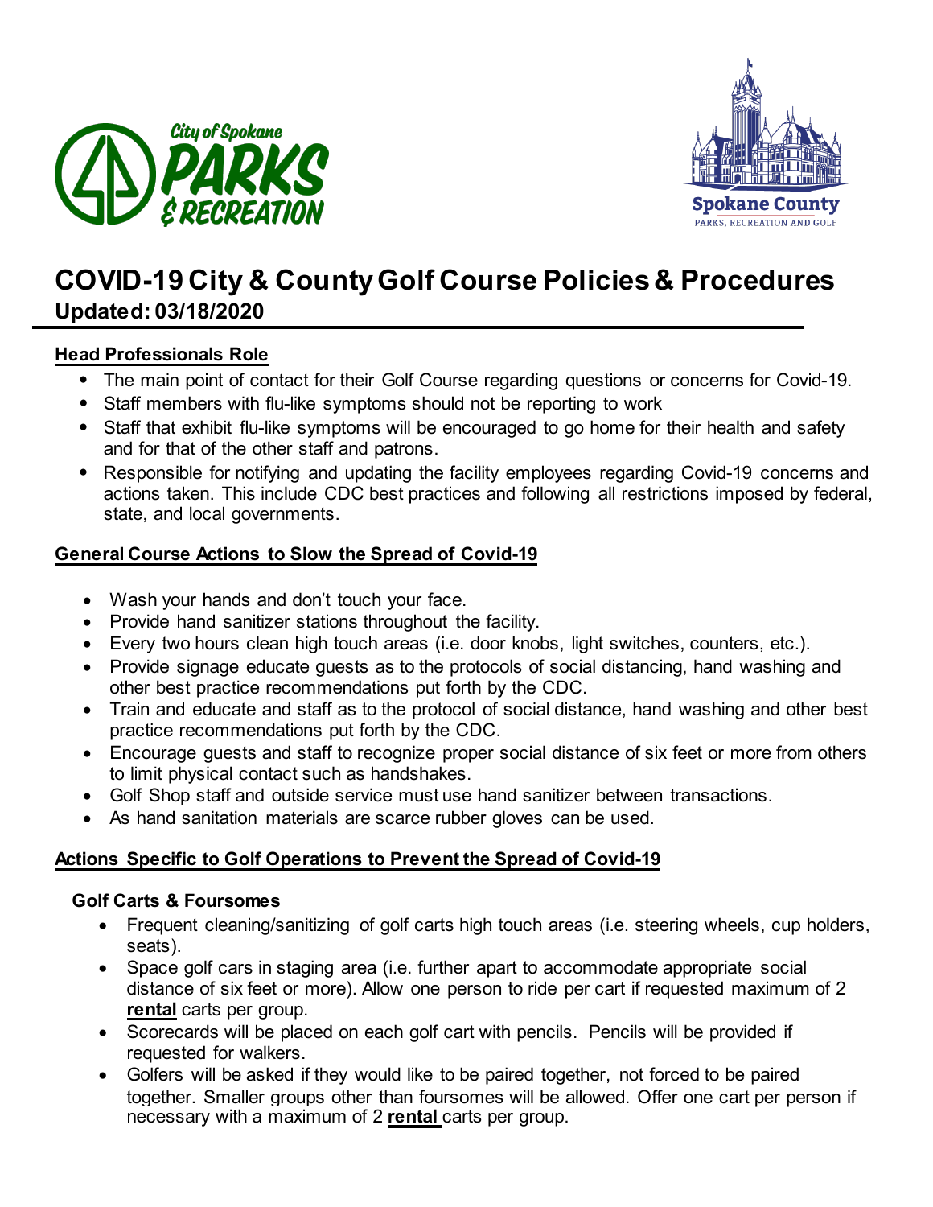# COVID-19 City & County Golf Course Policies & Procedures

**Updated: 03/18/2020**

## Head Professionals Role

- The main point of contact for their Golf Course regarding questions or concerns for Covid-19.
- Staff members with flu-like symptoms should not be reporting to work
- Staff that exhibit flu-like symptoms will be encouraged to go home for their health and safety and for that of the other staff and patrons.
- Responsible for notifying and updating the facility employees regarding Covid-19 concerns and actions taken. This include CDC best practices and following all restrictions imposed by federal, state, and local governments.

## General Course Actions to Slow the Spread of Covid-19

- Wash your hands and don't touch your face.
- Provide hand sanitizer stations throughout the facility.
- Every two hours clean high touch areas (i.e. door knobs, light switches, counters, etc.).
- Provide signage educate guests as to the protocols of social distancing, hand washing and other best practice recommendations put forth by the CDC.
- Train and educate and staff as to the protocol of social distance, hand washing and other best practice recommendations put forth by the CDC.
- Encourage guests and staff to recognize proper social distance of six feet or more from others to limit physical contact such as handshakes.
- Golf Shop staff and outside service must use hand sanitizer between transactions.
- As hand sanitation materials are scarce rubber gloves can be used.

## Actions Specific to Golf Operations to Prevent the Spread of Covid-19

### Golf Carts & Foursomes

- Frequent cleaning/sanitizing of golf carts high touch areas (i.e. steering wheels, cup holders, seats).
- Space golf cars in staging area (i.e. further apart to accommodate appropriate social distance of six feet or more). Allow one person to ride per cart if requested maximum of 2 **rental** carts per group.
- Scorecards will be placed on each golf cart with pencils. Pencils will be provided if requested for walkers.
- Golfers will be asked if they would like to be paired together, not forced to be paired together. Smaller groups other than foursomes will be allowed. Offer one cart per person if necessary with a maximum of 2 **rental** carts per group.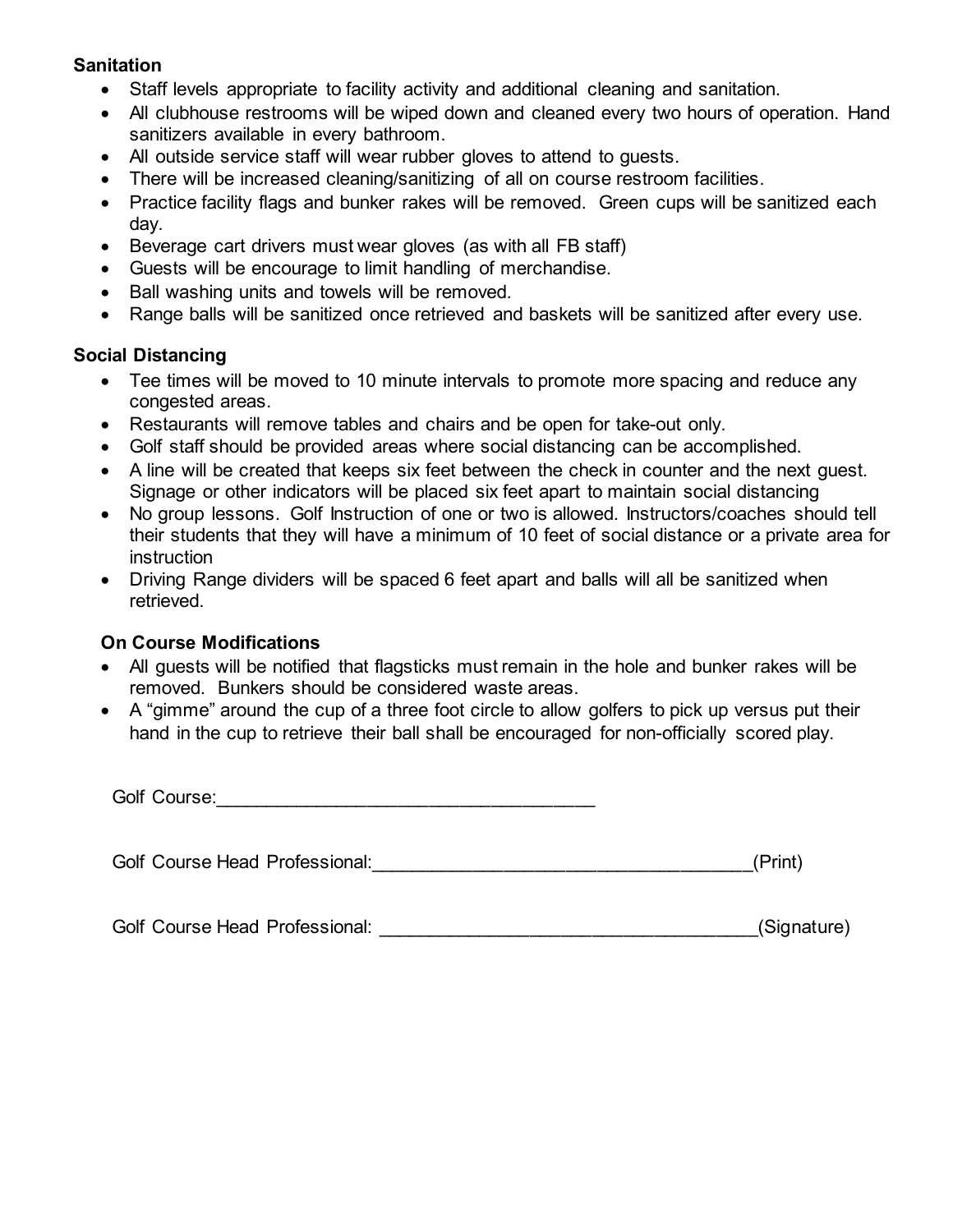**Sanitation**

- Staff levels appropriate to facility activity and additional cleaning and sanitation.
- All clubhouse restrooms will be wiped down and cleaned every two hours of operation. Hand sanitizers available in every bathroom.
- All outside service staff will wear rubber gloves to attend to guests.
- There will be increased cleaning/sanitizing of all on course restroom facilities.
- Practice facility flags and bunker rakes will be removed. Green cups will be sanitized each day.
- Beverage cart drivers must wear gloves (as with all FB staff)
- Guests will be encourage to limit handling of merchandise.
- Ball washing units and towels will be removed.
- Range balls will be sanitized once retrieved and baskets will be sanitized after every use.

**Social Distancing**

- Tee times will be moved to 10 minute intervals to promote more spacing and reduce any congested areas.
- Restaurants will remove tables and chairs and be open for take-out only.
- Golf staff should be provided areas where social distancing can be accomplished.
- A line will be created that keeps six feet between the check in counter and the next guest. Signage or other indicators will be placed six feet apart to maintain social distancing
- No group lessons. Golf Instruction of one or two is allowed. Instructors/coaches should tell their students that they will have a minimum of 10 feet of social distance or a private area for instruction
- Driving Range dividers will be spaced 6 feet apart and balls will all be sanitized when retrieved.

**On Course Modifications**

- All guests will be notified that flagsticks must remain in the hole and bunker rakes will be removed. Bunkers should be considered waste areas.
- A "gimme" around the cup of a three foot circle to allow golfers to pick up versus put their hand in the cup to retrieve their ball shall be encouraged for non-officially scored play.

Golf Course:______________________________________

Golf Course Head Professional:_____________________________________(Print)

Golf Course Head Professional: _____________________________________(Signature)